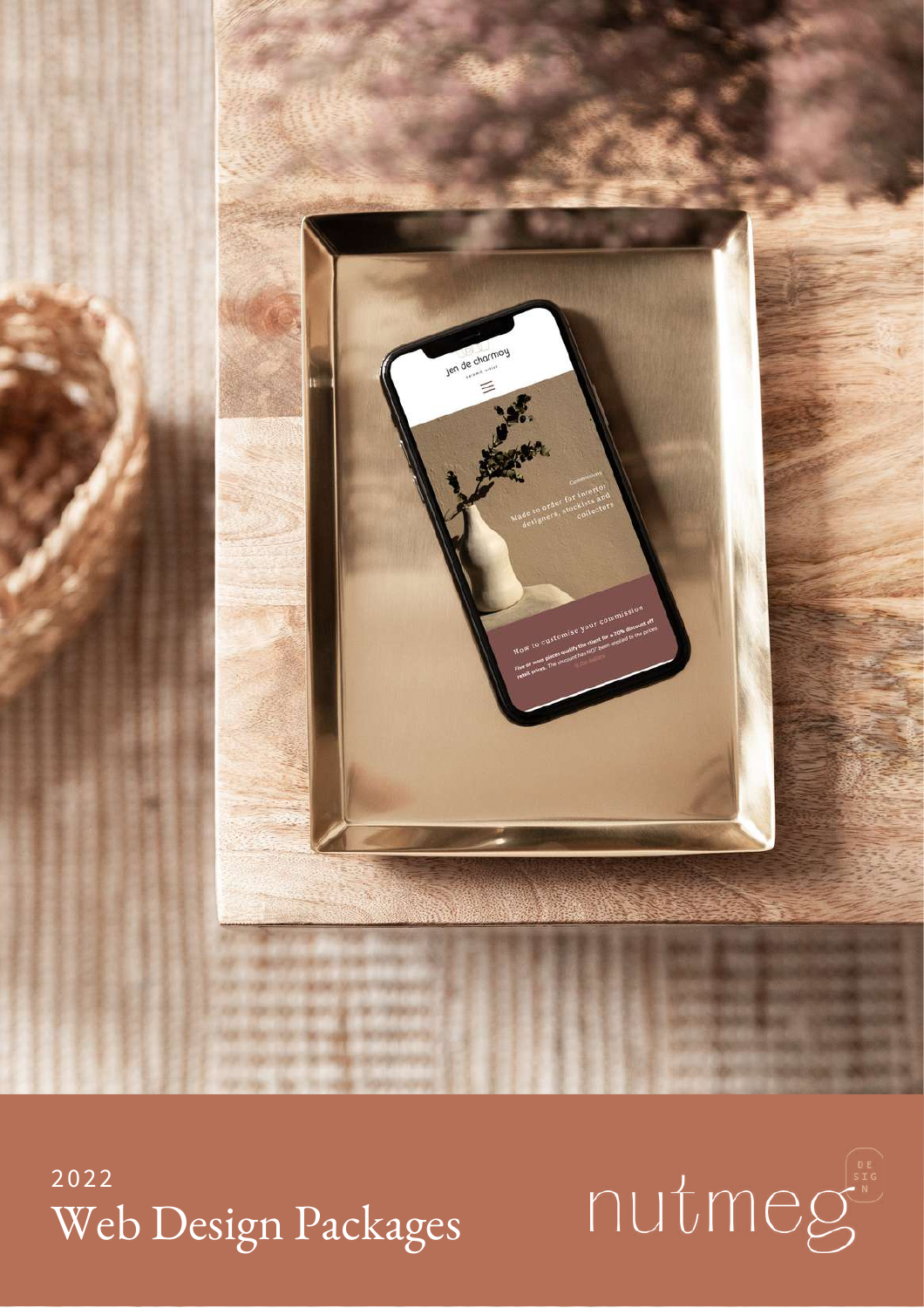2022

# Web Design Packages

nutmeg DESIGN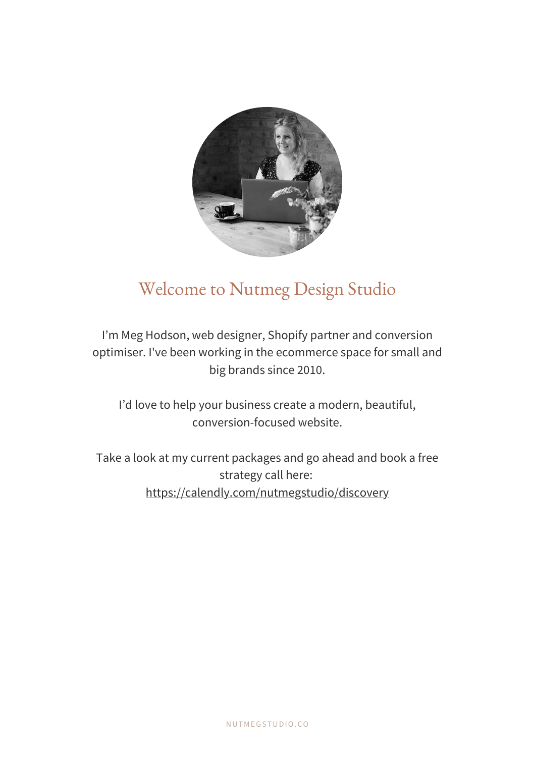# Welcome to Nutmeg Design Studio

I'm Meg Hodson, web designer, Shopify partner and conversion optimiser. I've been working in the ecommerce space for small and big brands since 2010.

I'd love to help your business create a modern, beautiful, conversion-focused website.

Take a look at my current packages and go ahead and book a free strategy call here: https://calendly.com/nutmegstudio/discovery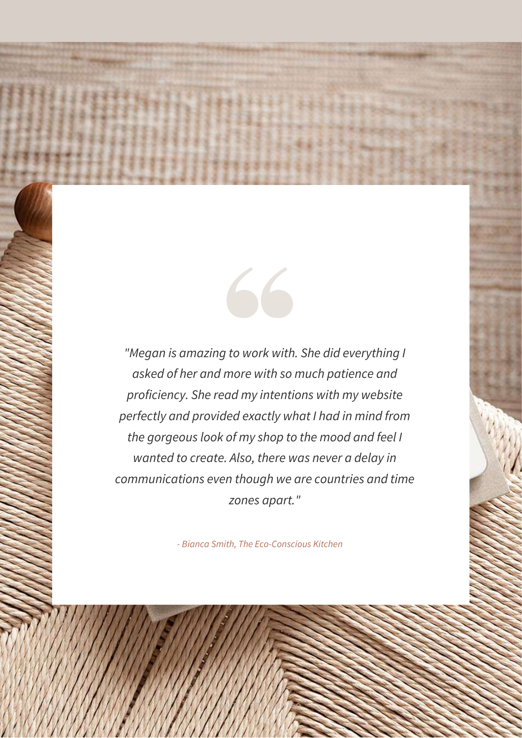*"Megan is amazing to work with. She did everything I asked of her and more with so much patience and proficiency. She read my intentions with my website perfectly and provided exactly what I had in mind from the gorgeous look of my shop to the mood and feel I wanted to create. Also, there was never a delay in communications even though we are countries and time zones apart."*

*- Bianca Smith, The Eco-Conscious Kitchen*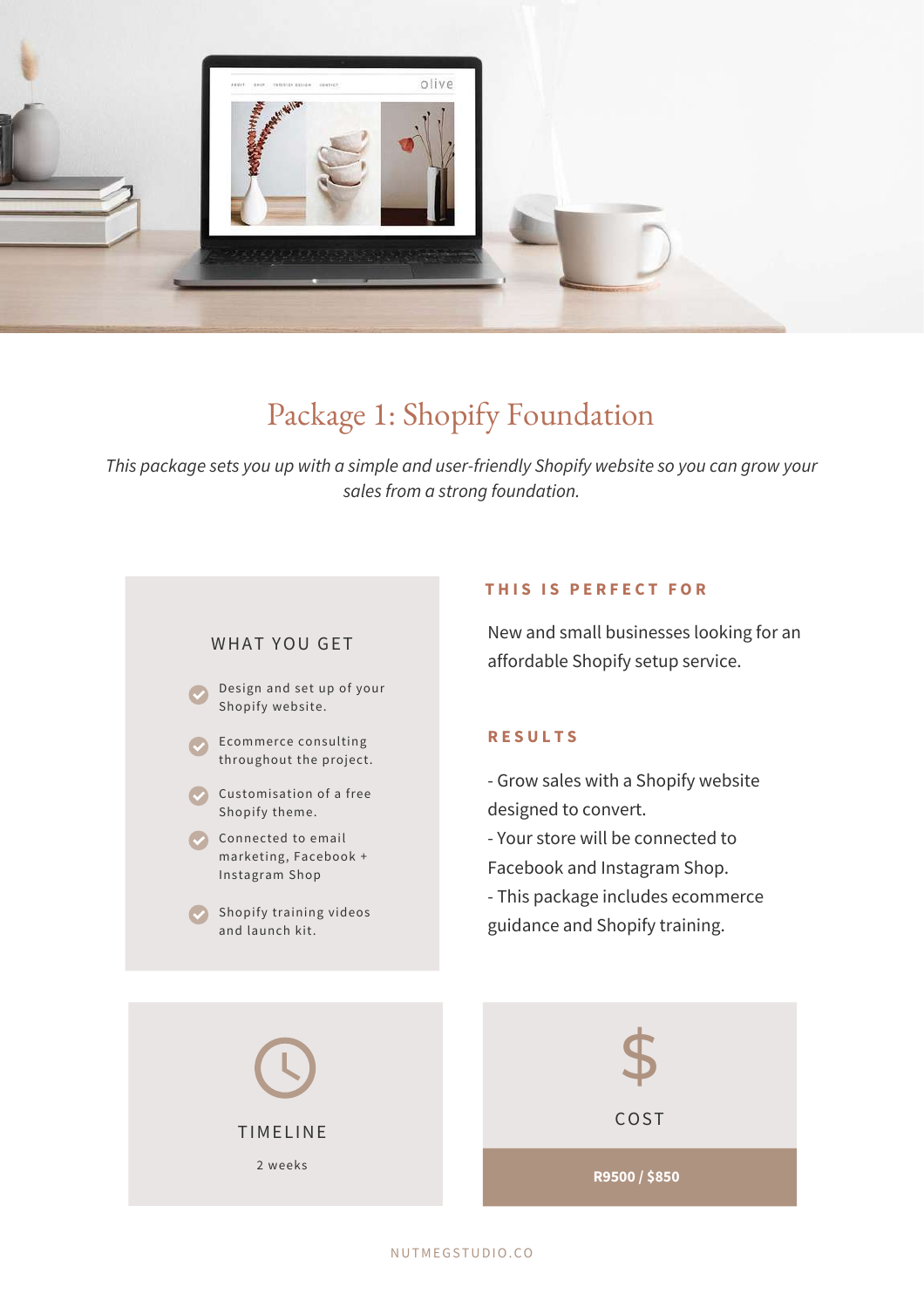# Package 1: Shopify Foundation

*This package sets you up with a simple and user-friendly Shopify website so you can grow your sales from a strong foundation.*

### WHAT YOU GET

- Design and set up of your Shopify website.
- Ecommerce consulting throughout the project.
- Customisation of a free Shopify theme.
- Connected to email marketing, Facebook + Instagram Shop
- Shopify training videos and launch kit.

### THIS IS PERFECT FOR

New and small businesses looking for an affordable Shopify setup service.

### RESULTS

- Grow sales with a Shopify website designed to convert.
- Your store will be connected to Facebook and Instagram Shop.
- This package includes ecommerce guidance and Shopify training.

### TIMELINE

2 weeks

### COST

**R9500 / $850**

NUTMEGSTUDIO.CO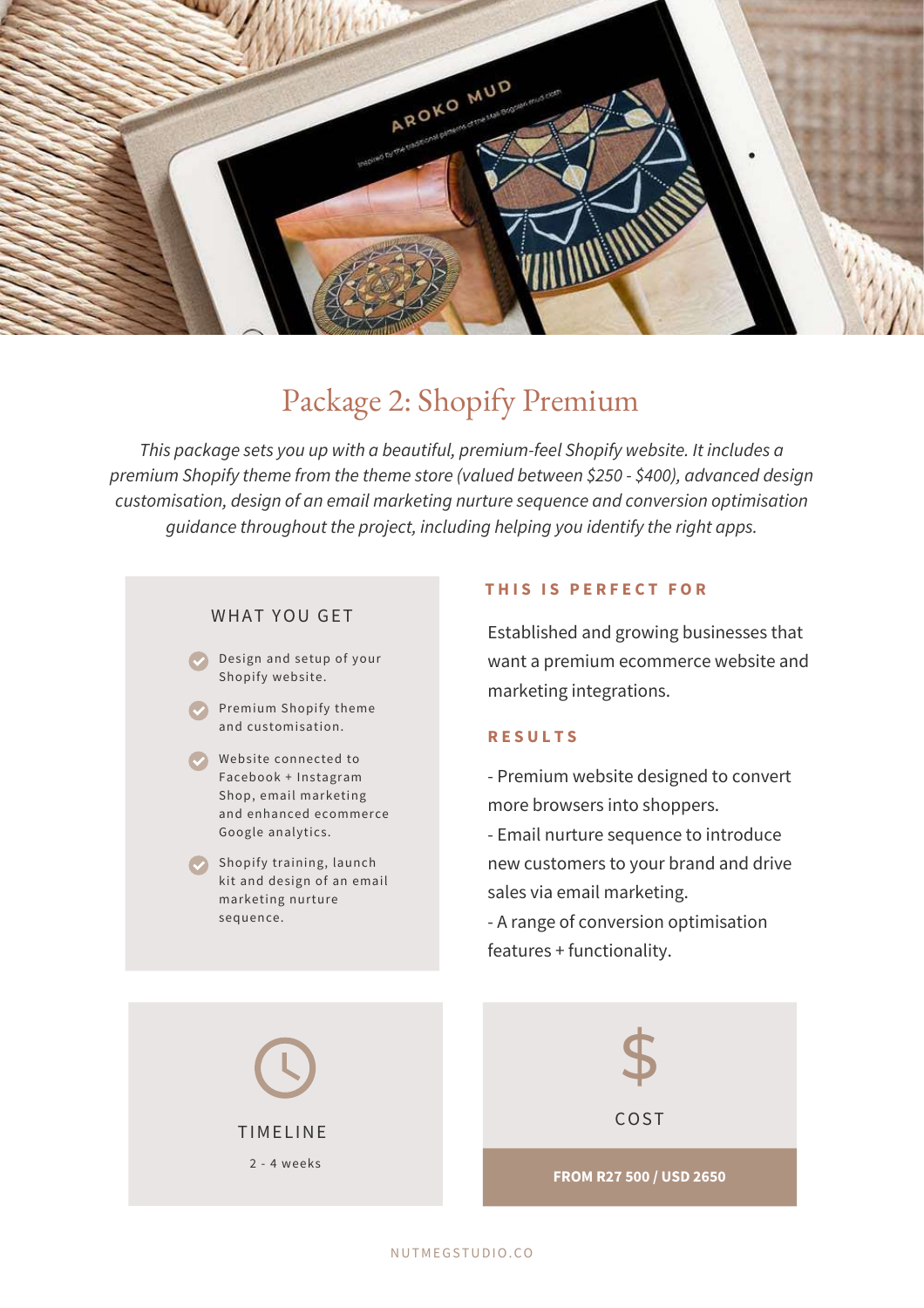# Package 2: Shopify Premium

*This package sets you up with a beautiful, premium-feel Shopify website. It includes a premium Shopify theme from the theme store (valued between $250 - $400), advanced design customisation, design of an email marketing nurture sequence and conversion optimisation guidance throughout the project, including helping you identify the right apps.*

### WHAT YOU GET

- Design and setup of your Shopify website.
- Premium Shopify theme and customisation.
- Website connected to Facebook + Instagram Shop, email marketing and enhanced ecommerce Google analytics.
- Shopify training, launch kit and design of an email marketing nurture sequence.

### THIS IS PERFECT FOR

Established and growing businesses that want a premium ecommerce website and marketing integrations.

### RESULTS

- Premium website designed to convert more browsers into shoppers.
- Email nurture sequence to introduce new customers to your brand and drive sales via email marketing.
- A range of conversion optimisation features + functionality.

### TIMELINE

2 - 4 weeks

### COST

**FROM R27 500 / USD 2650**

NUTMEGSTUDIO.CO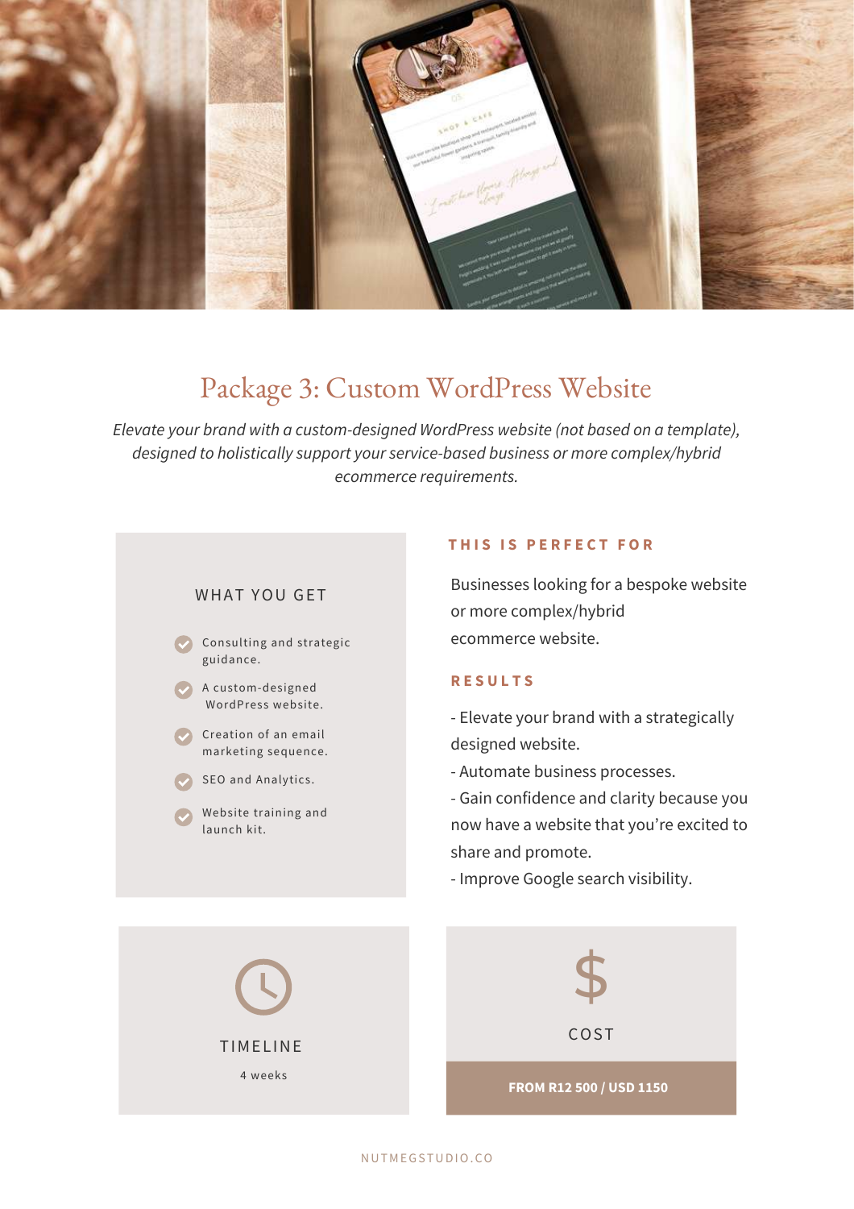# Package 3: Custom WordPress Website

*Elevate your brand with a custom-designed WordPress website (not based on a template), designed to holistically support your service-based business or more complex/hybrid ecommerce requirements.*

### WHAT YOU GET

- Consulting and strategic guidance.
- A custom-designed WordPress website.
- Creation of an email marketing sequence.
- SEO and Analytics.
- Website training and launch kit.

### THIS IS PERFECT FOR

Businesses looking for a bespoke website or more complex/hybrid ecommerce website.

### RESULTS

- Elevate your brand with a strategically designed website.
- Automate business processes.
- Gain confidence and clarity because you now have a website that you're excited to share and promote.
- Improve Google search visibility.

### TIMELINE

4 weeks

### COST

**FROM R12 500 / USD 1150**

NUTMEGSTUDIO.CO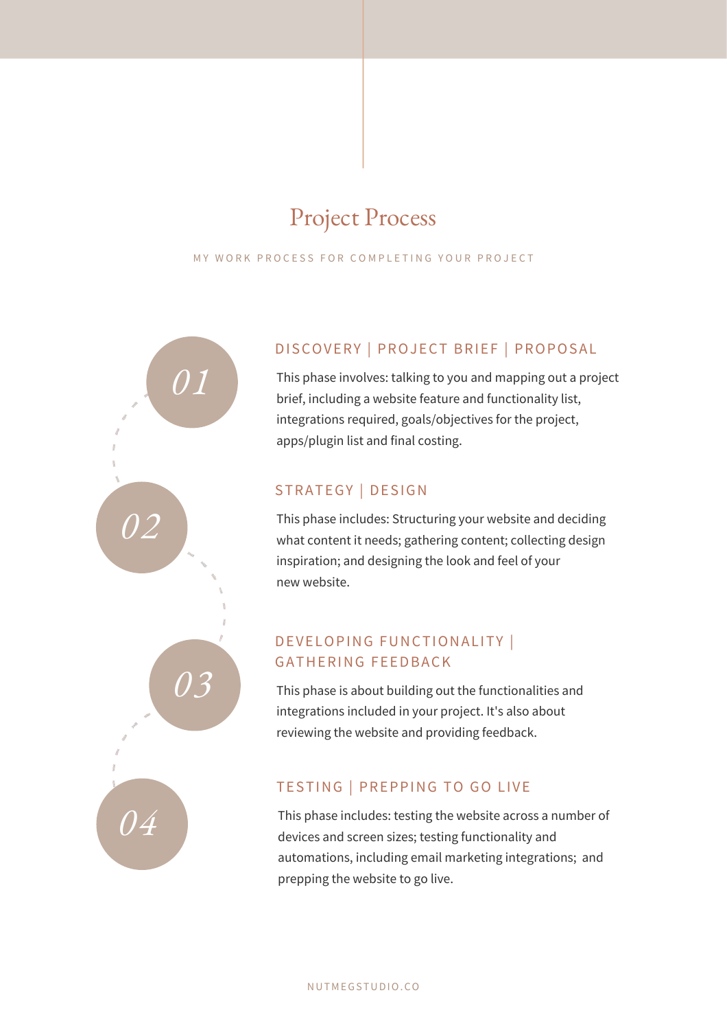# Project Process

MY WORK PROCESS FOR COMPLETING YOUR PROJECT

## 01

### DISCOVERY | PROJECT BRIEF | PROPOSAL

This phase involves: talking to you and mapping out a project brief, including a website feature and functionality list, integrations required, goals/objectives for the project, apps/plugin list and final costing.

## 02

### STRATEGY | DESIGN

This phase includes: Structuring your website and deciding what content it needs; gathering content; collecting design inspiration; and designing the look and feel of your new website.

## 03

### DEVELOPING FUNCTIONALITY | GATHERING FEEDBACK

This phase is about building out the functionalities and integrations included in your project. It's also about reviewing the website and providing feedback.

## 04

### TESTING | PREPPING TO GO LIVE

This phase includes: testing the website across a number of devices and screen sizes; testing functionality and automations, including email marketing integrations; and prepping the website to go live.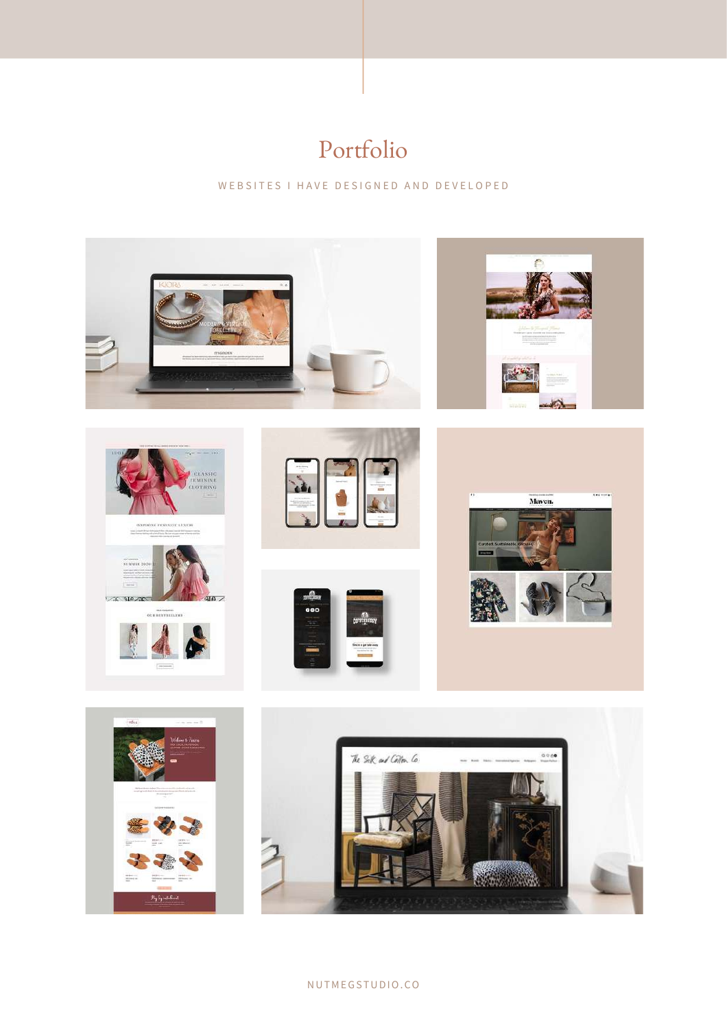# Portfolio

WEBSITES I HAVE DESIGNED AND DEVELOPED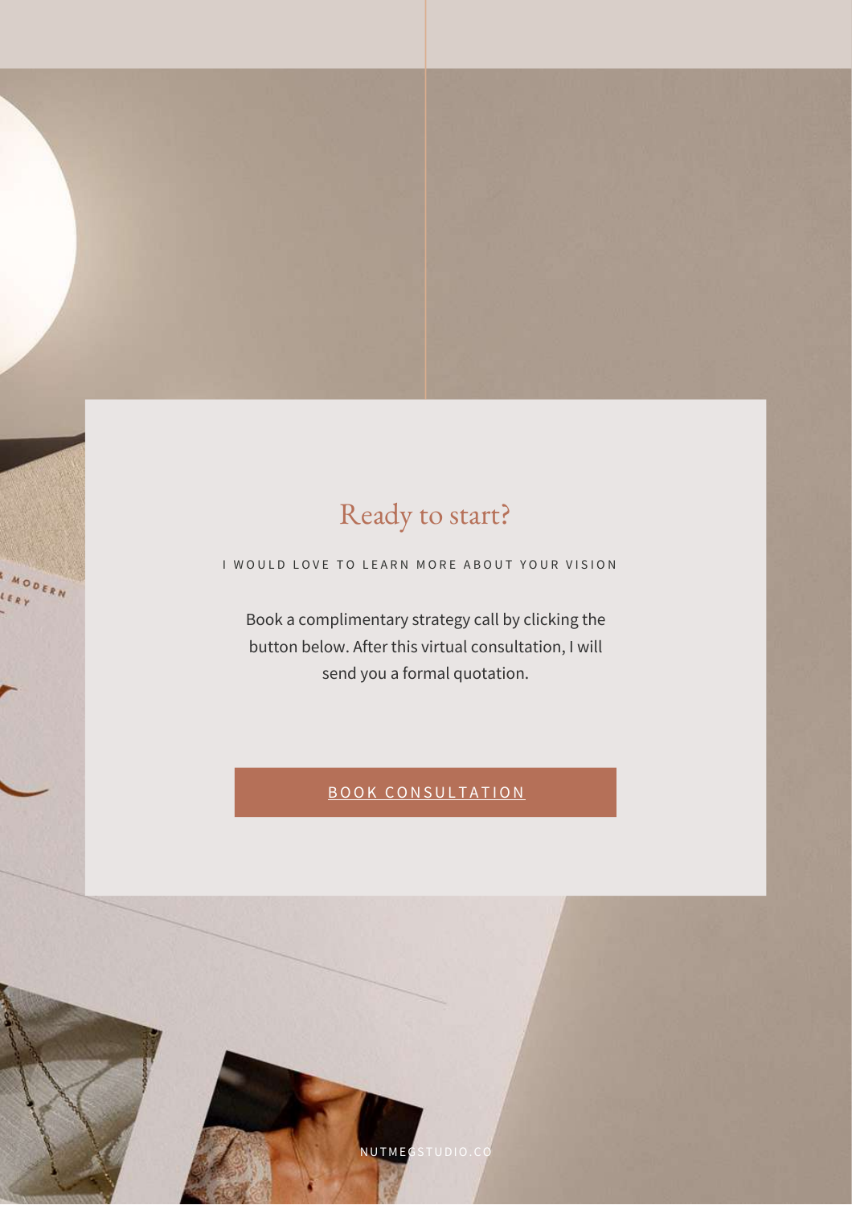# Ready to start?

I WOULD LOVE TO LEARN MORE ABOUT YOUR VISION

Book a complimentary strategy call by clicking the button below. After this virtual consultation, I will send you a formal quotation.

BOOK CONSULTATION

NUTMEGSTUDIO.CO